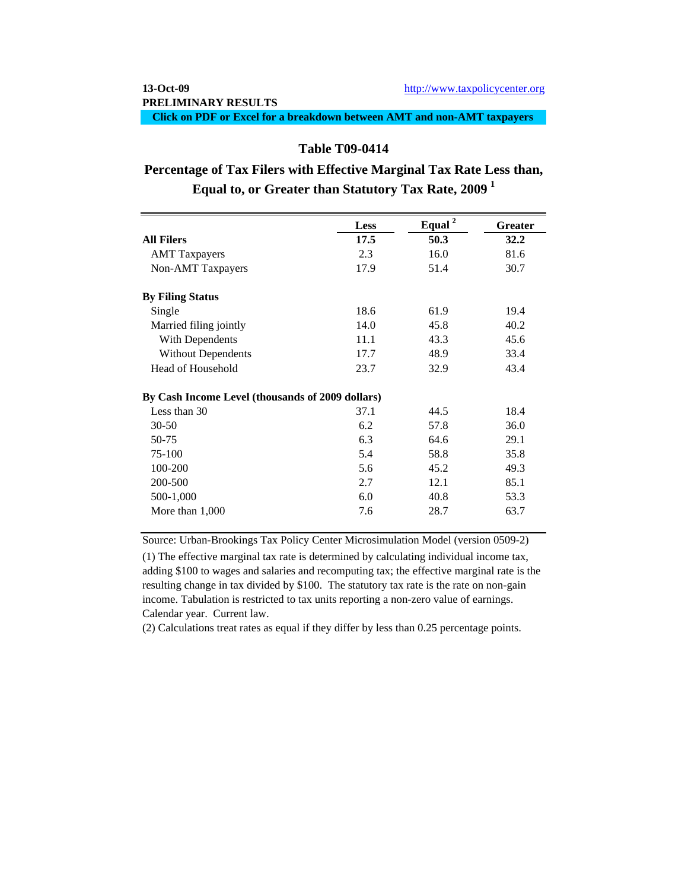13-Oct-09 http://www.taxpolicycenter.org

**PRELIMINARY RESULTS**

**Click on PDF or Excel for a breakdown between AMT and non-AMT taxpayers**

## Table T09-0414

## Percentage of Tax Filers with Effective Marginal Tax Rate Less than, Equal to, or Greater than Statutory Tax Rate, 2009 [1]

| | Less | Equal [2] | Greater |
|---|---|---|---|
| **All Filers** | **17.5** | **50.3** | **32.2** |
| AMT Taxpayers | 2.3 | 16.0 | 81.6 |
| Non-AMT Taxpayers | 17.9 | 51.4 | 30.7 |
| | | | |
| **By Filing Status** | | | |
| Single | 18.6 | 61.9 | 19.4 |
| Married filing jointly | 14.0 | 45.8 | 40.2 |
| With Dependents | 11.1 | 43.3 | 45.6 |
| Without Dependents | 17.7 | 48.9 | 33.4 |
| Head of Household | 23.7 | 32.9 | 43.4 |
| | | | |
| **By Cash Income Level (thousands of 2009 dollars)** | | | |
| Less than 30 | 37.1 | 44.5 | 18.4 |
| 30-50 | 6.2 | 57.8 | 36.0 |
| 50-75 | 6.3 | 64.6 | 29.1 |
| 75-100 | 5.4 | 58.8 | 35.8 |
| 100-200 | 5.6 | 45.2 | 49.3 |
| 200-500 | 2.7 | 12.1 | 85.1 |
| 500-1,000 | 6.0 | 40.8 | 53.3 |
| More than 1,000 | 7.6 | 28.7 | 63.7 |

Source: Urban-Brookings Tax Policy Center Microsimulation Model (version 0509-2)

(1) The effective marginal tax rate is determined by calculating individual income tax, adding $100 to wages and salaries and recomputing tax; the effective marginal rate is the resulting change in tax divided by $100. The statutory tax rate is the rate on non-gain income. Tabulation is restricted to tax units reporting a non-zero value of earnings. Calendar year. Current law.

(2) Calculations treat rates as equal if they differ by less than 0.25 percentage points.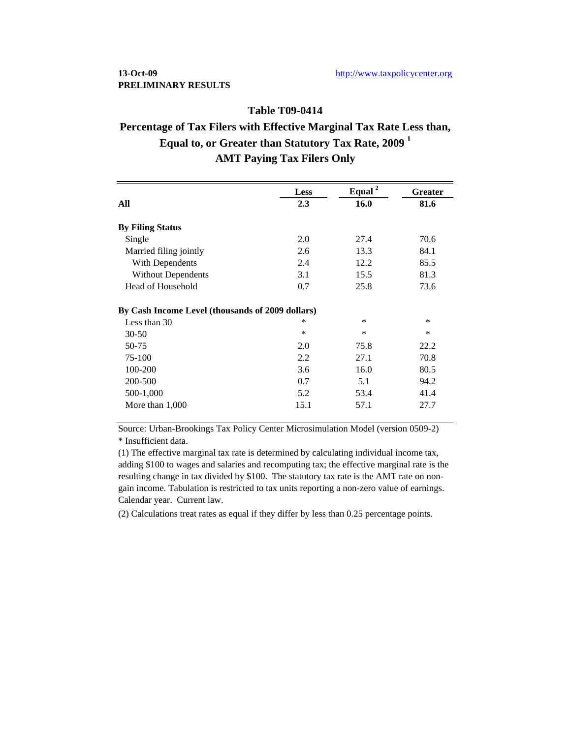13-Oct-09 http://www.taxpolicycenter.org
**PRELIMINARY RESULTS**

## Table T09-0414

## Percentage of Tax Filers with Effective Marginal Tax Rate Less than, Equal to, or Greater than Statutory Tax Rate, 2009 [1]

## AMT Paying Tax Filers Only

| | Less | Equal [2] | Greater |
|---|---|---|---|
| **All** | **2.3** | **16.0** | **81.6** |
| **By Filing Status** | | | |
| Single | 2.0 | 27.4 | 70.6 |
| Married filing jointly | 2.6 | 13.3 | 84.1 |
| With Dependents | 2.4 | 12.2 | 85.5 |
| Without Dependents | 3.1 | 15.5 | 81.3 |
| Head of Household | 0.7 | 25.8 | 73.6 |
| **By Cash Income Level (thousands of 2009 dollars)** | | | |
| Less than 30 | * | * | * |
| 30-50 | * | * | * |
| 50-75 | 2.0 | 75.8 | 22.2 |
| 75-100 | 2.2 | 27.1 | 70.8 |
| 100-200 | 3.6 | 16.0 | 80.5 |
| 200-500 | 0.7 | 5.1 | 94.2 |
| 500-1,000 | 5.2 | 53.4 | 41.4 |
| More than 1,000 | 15.1 | 57.1 | 27.7 |

Source: Urban-Brookings Tax Policy Center Microsimulation Model (version 0509-2)

* Insufficient data.

(1) The effective marginal tax rate is determined by calculating individual income tax, adding $100 to wages and salaries and recomputing tax; the effective marginal rate is the resulting change in tax divided by $100. The statutory tax rate is the AMT rate on non-gain income. Tabulation is restricted to tax units reporting a non-zero value of earnings. Calendar year. Current law.

(2) Calculations treat rates as equal if they differ by less than 0.25 percentage points.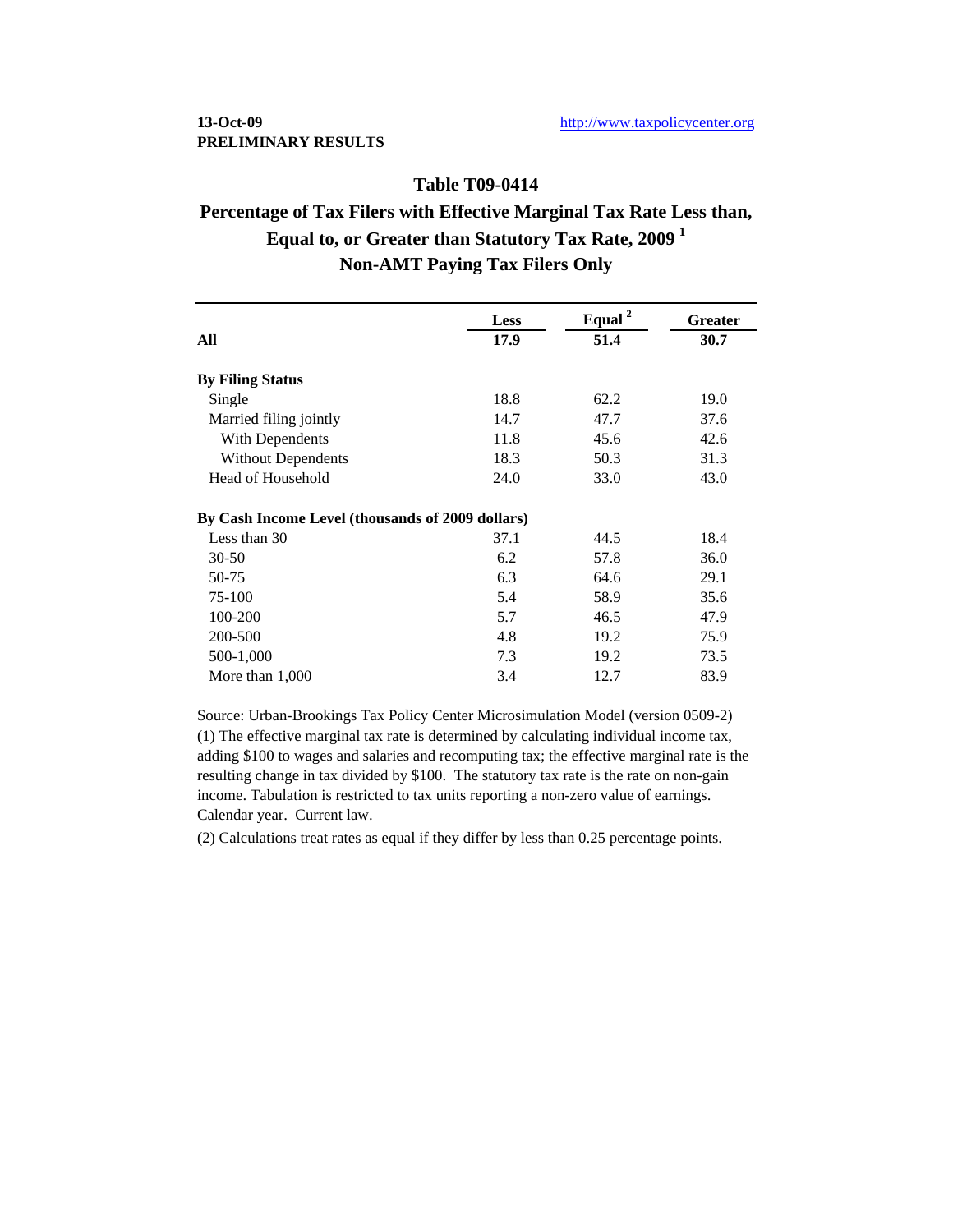13-Oct-09 http://www.taxpolicycenter.org
**PRELIMINARY RESULTS**

## Table T09-0414

## Percentage of Tax Filers with Effective Marginal Tax Rate Less than, Equal to, or Greater than Statutory Tax Rate, 2009 [1]

## Non-AMT Paying Tax Filers Only

| | Less | Equal [2] | Greater |
|---|---|---|---|
| **All** | **17.9** | **51.4** | **30.7** |
| **By Filing Status** | | | |
| Single | 18.8 | 62.2 | 19.0 |
| Married filing jointly | 14.7 | 47.7 | 37.6 |
| With Dependents | 11.8 | 45.6 | 42.6 |
| Without Dependents | 18.3 | 50.3 | 31.3 |
| Head of Household | 24.0 | 33.0 | 43.0 |
| **By Cash Income Level (thousands of 2009 dollars)** | | | |
| Less than 30 | 37.1 | 44.5 | 18.4 |
| 30-50 | 6.2 | 57.8 | 36.0 |
| 50-75 | 6.3 | 64.6 | 29.1 |
| 75-100 | 5.4 | 58.9 | 35.6 |
| 100-200 | 5.7 | 46.5 | 47.9 |
| 200-500 | 4.8 | 19.2 | 75.9 |
| 500-1,000 | 7.3 | 19.2 | 73.5 |
| More than 1,000 | 3.4 | 12.7 | 83.9 |

Source: Urban-Brookings Tax Policy Center Microsimulation Model (version 0509-2)

(1) The effective marginal tax rate is determined by calculating individual income tax, adding $100 to wages and salaries and recomputing tax; the effective marginal rate is the resulting change in tax divided by $100. The statutory tax rate is the rate on non-gain income. Tabulation is restricted to tax units reporting a non-zero value of earnings. Calendar year. Current law.

(2) Calculations treat rates as equal if they differ by less than 0.25 percentage points.